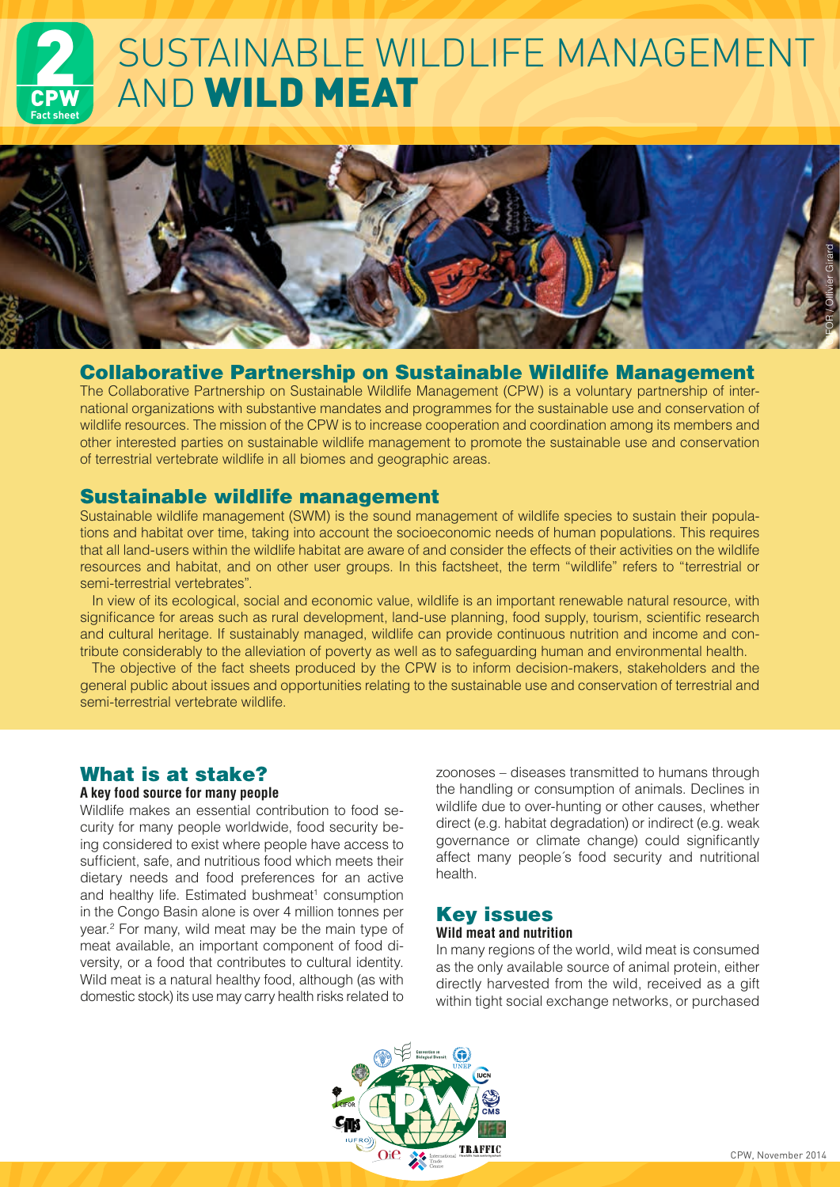# SUSTAINABLE WILDLIFE MANAGEMENT AND **WILD MEAT**

2 CPW Fact sheet

## Collaborative Partnership on Sustainable Wildlife Management

The Collaborative Partnership on Sustainable Wildlife Management (CPW) is a voluntary partnership of international organizations with substantive mandates and programmes for the sustainable use and conservation of wildlife resources. The mission of the CPW is to increase cooperation and coordination among its members and other interested parties on sustainable wildlife management to promote the sustainable use and conservation of terrestrial vertebrate wildlife in all biomes and geographic areas.

## Sustainable wildlife management

Sustainable wildlife management (SWM) is the sound management of wildlife species to sustain their populations and habitat over time, taking into account the socioeconomic needs of human populations. This requires that all land-users within the wildlife habitat are aware of and consider the effects of their activities on the wildlife resources and habitat, and on other user groups. In this factsheet, the term "wildlife" refers to "terrestrial or semi-terrestrial vertebrates".

In view of its ecological, social and economic value, wildlife is an important renewable natural resource, with significance for areas such as rural development, land-use planning, food supply, tourism, scientific research and cultural heritage. If sustainably managed, wildlife can provide continuous nutrition and income and contribute considerably to the alleviation of poverty as well as to safeguarding human and environmental health.

The objective of the fact sheets produced by the CPW is to inform decision-makers, stakeholders and the general public about issues and opportunities relating to the sustainable use and conservation of terrestrial and semi-terrestrial vertebrate wildlife.

## What is at stake?

### A key food source for many people

Wildlife makes an essential contribution to food security for many people worldwide, food security being considered to exist where people have access to sufficient, safe, and nutritious food which meets their dietary needs and food preferences for an active and healthy life. Estimated bushmeat[1] consumption in the Congo Basin alone is over 4 million tonnes per year.[2] For many, wild meat may be the main type of meat available, an important component of food diversity, or a food that contributes to cultural identity. Wild meat is a natural healthy food, although (as with domestic stock) its use may carry health risks related to zoonoses – diseases transmitted to humans through the handling or consumption of animals. Declines in wildlife due to over-hunting or other causes, whether direct (e.g. habitat degradation) or indirect (e.g. weak governance or climate change) could significantly affect many people´s food security and nutritional health.

## Key issues

### Wild meat and nutrition

In many regions of the world, wild meat is consumed as the only available source of animal protein, either directly harvested from the wild, received as a gift within tight social exchange networks, or purchased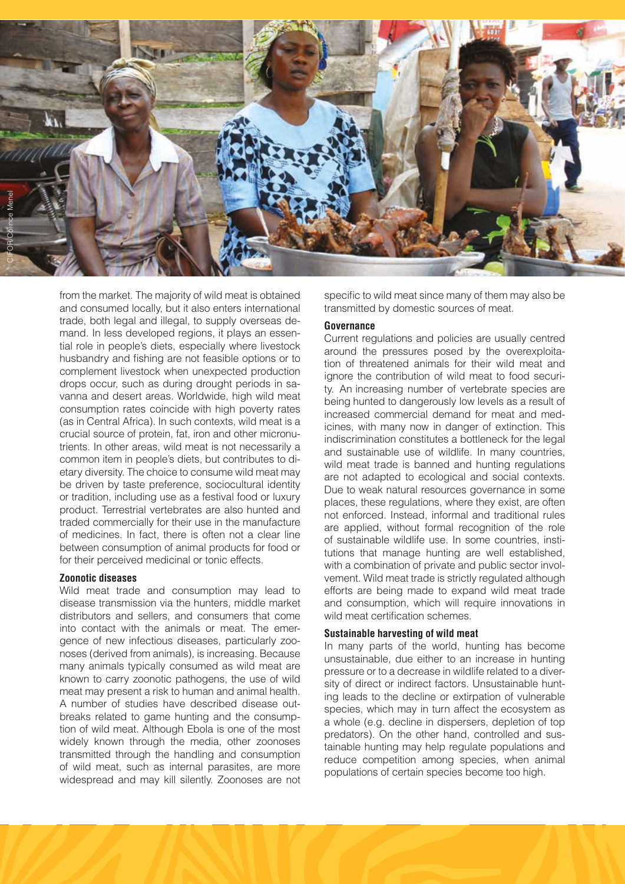from the market. The majority of wild meat is obtained and consumed locally, but it also enters international trade, both legal and illegal, to supply overseas demand. In less developed regions, it plays an essential role in people's diets, especially where livestock husbandry and fishing are not feasible options or to complement livestock when unexpected production drops occur, such as during drought periods in savanna and desert areas. Worldwide, high wild meat consumption rates coincide with high poverty rates (as in Central Africa). In such contexts, wild meat is a crucial source of protein, fat, iron and other micronutrients. In other areas, wild meat is not necessarily a common item in people's diets, but contributes to dietary diversity. The choice to consume wild meat may be driven by taste preference, sociocultural identity or tradition, including use as a festival food or luxury product. Terrestrial vertebrates are also hunted and traded commercially for their use in the manufacture of medicines. In fact, there is often not a clear line between consumption of animal products for food or for their perceived medicinal or tonic effects.

**Zoonotic diseases**

Wild meat trade and consumption may lead to disease transmission via the hunters, middle market distributors and sellers, and consumers that come into contact with the animals or meat. The emergence of new infectious diseases, particularly zoonoses (derived from animals), is increasing. Because many animals typically consumed as wild meat are known to carry zoonotic pathogens, the use of wild meat may present a risk to human and animal health. A number of studies have described disease outbreaks related to game hunting and the consumption of wild meat. Although Ebola is one of the most widely known through the media, other zoonoses transmitted through the handling and consumption of wild meat, such as internal parasites, are more widespread and may kill silently. Zoonoses are not specific to wild meat since many of them may also be transmitted by domestic sources of meat.

**Governance**

Current regulations and policies are usually centred around the pressures posed by the overexploitation of threatened animals for their wild meat and ignore the contribution of wild meat to food security. An increasing number of vertebrate species are being hunted to dangerously low levels as a result of increased commercial demand for meat and medicines, with many now in danger of extinction. This indiscrimination constitutes a bottleneck for the legal and sustainable use of wildlife. In many countries, wild meat trade is banned and hunting regulations are not adapted to ecological and social contexts. Due to weak natural resources governance in some places, these regulations, where they exist, are often not enforced. Instead, informal and traditional rules are applied, without formal recognition of the role of sustainable wildlife use. In some countries, institutions that manage hunting are well established, with a combination of private and public sector involvement. Wild meat trade is strictly regulated although efforts are being made to expand wild meat trade and consumption, which will require innovations in wild meat certification schemes.

**Sustainable harvesting of wild meat**

In many parts of the world, hunting has become unsustainable, due either to an increase in hunting pressure or to a decrease in wildlife related to a diversity of direct or indirect factors. Unsustainable hunting leads to the decline or extirpation of vulnerable species, which may in turn affect the ecosystem as a whole (e.g. decline in dispersers, depletion of top predators). On the other hand, controlled and sustainable hunting may help regulate populations and reduce competition among species, when animal populations of certain species become too high.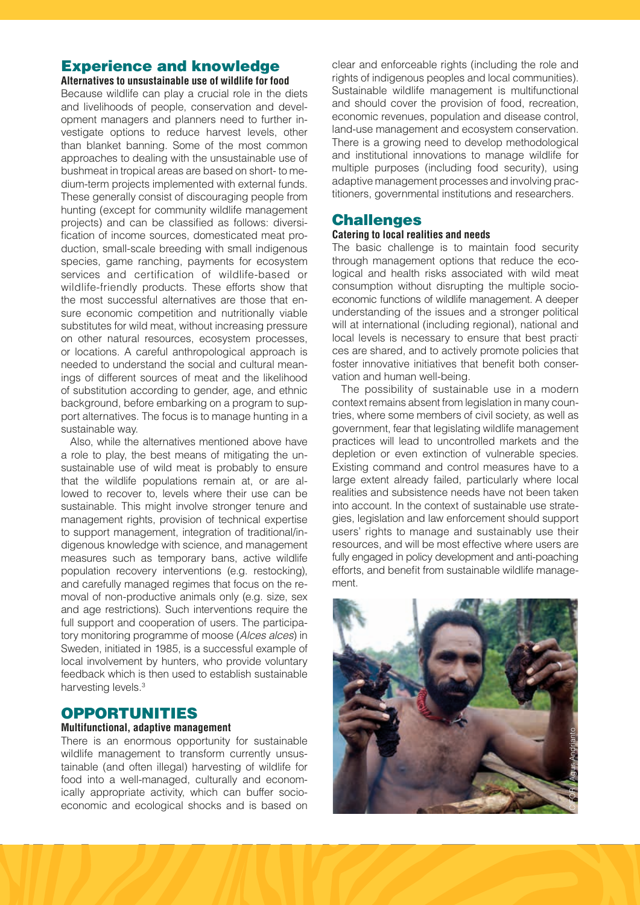## Experience and knowledge

### Alternatives to unsustainable use of wildlife for food

Because wildlife can play a crucial role in the diets and livelihoods of people, conservation and development managers and planners need to further investigate options to reduce harvest levels, other than blanket banning. Some of the most common approaches to dealing with the unsustainable use of bushmeat in tropical areas are based on short- to medium-term projects implemented with external funds. These generally consist of discouraging people from hunting (except for community wildlife management projects) and can be classified as follows: diversification of income sources, domesticated meat production, small-scale breeding with small indigenous species, game ranching, payments for ecosystem services and certification of wildlife-based or wildlife-friendly products. These efforts show that the most successful alternatives are those that ensure economic competition and nutritionally viable substitutes for wild meat, without increasing pressure on other natural resources, ecosystem processes, or locations. A careful anthropological approach is needed to understand the social and cultural meanings of different sources of meat and the likelihood of substitution according to gender, age, and ethnic background, before embarking on a program to support alternatives. The focus is to manage hunting in a sustainable way.

Also, while the alternatives mentioned above have a role to play, the best means of mitigating the unsustainable use of wild meat is probably to ensure that the wildlife populations remain at, or are allowed to recover to, levels where their use can be sustainable. This might involve stronger tenure and management rights, provision of technical expertise to support management, integration of traditional/indigenous knowledge with science, and management measures such as temporary bans, active wildlife population recovery interventions (e.g. restocking), and carefully managed regimes that focus on the removal of non-productive animals only (e.g. size, sex and age restrictions). Such interventions require the full support and cooperation of users. The participatory monitoring programme of moose (*Alces alces*) in Sweden, initiated in 1985, is a successful example of local involvement by hunters, who provide voluntary feedback which is then used to establish sustainable harvesting levels.[3]

## OPPORTUNITIES

### Multifunctional, adaptive management

There is an enormous opportunity for sustainable wildlife management to transform currently unsustainable (and often illegal) harvesting of wildlife for food into a well-managed, culturally and economically appropriate activity, which can buffer socio-economic and ecological shocks and is based on clear and enforceable rights (including the role and rights of indigenous peoples and local communities). Sustainable wildlife management is multifunctional and should cover the provision of food, recreation, economic revenues, population and disease control, land-use management and ecosystem conservation. There is a growing need to develop methodological and institutional innovations to manage wildlife for multiple purposes (including food security), using adaptive management processes and involving practitioners, governmental institutions and researchers.

## Challenges

### Catering to local realities and needs

The basic challenge is to maintain food security through management options that reduce the ecological and health risks associated with wild meat consumption without disrupting the multiple socio-economic functions of wildlife management. A deeper understanding of the issues and a stronger political will at international (including regional), national and local levels is necessary to ensure that best practices are shared, and to actively promote policies that foster innovative initiatives that benefit both conservation and human well-being.

The possibility of sustainable use in a modern context remains absent from legislation in many countries, where some members of civil society, as well as government, fear that legislating wildlife management practices will lead to uncontrolled markets and the depletion or even extinction of vulnerable species. Existing command and control measures have to a large extent already failed, particularly where local realities and subsistence needs have not been taken into account. In the context of sustainable use strategies, legislation and law enforcement should support users' rights to manage and sustainably use their resources, and will be most effective where users are fully engaged in policy development and anti-poaching efforts, and benefit from sustainable wildlife management.

CIFOR / Agus Andrianto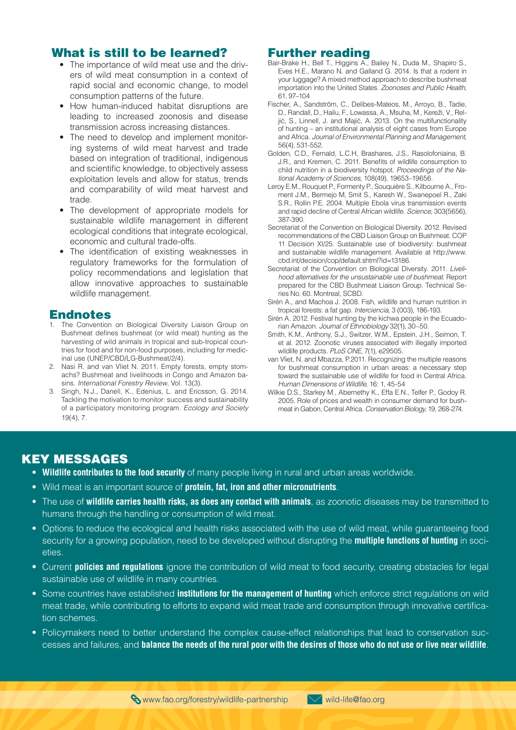## What is still to be learned?

- The importance of wild meat use and the drivers of wild meat consumption in a context of rapid social and economic change, to model consumption patterns of the future.
- How human-induced habitat disruptions are leading to increased zoonosis and disease transmission across increasing distances.
- The need to develop and implement monitoring systems of wild meat harvest and trade based on integration of traditional, indigenous and scientific knowledge, to objectively assess exploitation levels and allow for status, trends and comparability of wild meat harvest and trade.
- The development of appropriate models for sustainable wildlife management in different ecological conditions that integrate ecological, economic and cultural trade-offs.
- The identification of existing weaknesses in regulatory frameworks for the formulation of policy recommendations and legislation that allow innovative approaches to sustainable wildlife management.

## Endnotes

1. The Convention on Biological Diversity Liaison Group on Bushmeat defines bushmeat (or wild meat) hunting as the harvesting of wild animals in tropical and sub-tropical countries for food and for non-food purposes, including for medicinal use (UNEP/CBD/LG-Bushmeat/2/4).
2. Nasi R. and van Vliet N. 2011. Empty forests, empty stomachs? Bushmeat and livelihoods in Congo and Amazon basins. *International Forestry Review*, Vol. 13(3).
3. Singh, N.J., Danell, K., Edenius, L. and Ericsson, G. 2014. Tackling the motivation to monitor: success and sustainability of a participatory monitoring program. *Ecology and Society* 19(4), 7.

## Further reading

Bair-Brake H., Bell T., Higgins A., Bailey N., Duda M., Shapiro S., Eves H.E., Marano N. and Galland G. 2014. Is that a rodent in your luggage? A mixed method approach to describe bushmeat importation into the United States. *Zoonoses and Public Health*, 61, 97–104

Fischer, A., Sandström, C., Delibes-Mateos, M., Arroyo, B., Tadie, D., Randall, D., Hailu, F., Lowassa, A., Msuha, M., Kereži, V., Reljić, S., Linnell, J. and Majić, A. 2013. On the multifunctionality of hunting – an institutional analysis of eight cases from Europe and Africa. *Journal of Environmental Planning and Management*, 56(4), 531-552.

Golden, C.D., Fernald, L.C.H, Brashares, J.S., Rasolofoniaina, B. J.R., and Kremen, C. 2011. Benefits of wildlife consumption to child nutrition in a biodiversity hotspot. *Proceedings of the National Academy of Sciences*, 108(49), 19653–19656.

Leroy E.M., Rouquet P., Formenty P., Souquière S., Kilbourne A., Froment J.M., Bermejo M, Smit S., Karesh W., Swanepoel R., Zaki S.R., Rollin P.E. 2004. Multiple Ebola virus transmission events and rapid decline of Central African wildlife. *Science*, 303(5656), 387-390.

Secretariat of the Convention on Biological Diversity. 2012. Revised recommendations of the CBD Liaison Group on Bushmeat. COP 11 Decision XI/25. Sustainable use of biodiversity: bushmeat and sustainable wildlife management. Available at http://www.cbd.int/decision/cop/default.shtml?id=13186.

Secretariat of the Convention on Biological Diversity. 2011. *Livelihood alternatives for the unsustainable use of bushmeat*. Report prepared for the CBD Bushmeat Liaison Group. Technical Series No. 60. Montreal, SCBD.

Sirén A., and Machoa J. 2008. Fish, wildlife and human nutrition in tropical forests: a fat gap. *Interciencia*, 3 (003), 186-193.

Sirén A. 2012. Festival hunting by the kichwa people in the Ecuadorian Amazon. *Journal of Ethnobiology* 32(1), 30–50.

Smith, K.M., Anthony, S.J., Switzer, W.M., Epstein, J.H., Seimon, T. et al. 2012. Zoonotic viruses associated with illegally imported wildlife products. *PLoS ONE*, 7(1), e29505.

van Vliet, N. and Mbazza, P.2011. Recognizing the multiple reasons for bushmeat consumption in urban areas: a necessary step toward the sustainable use of wildlife for food in Central Africa. *Human Dimensions of Wildlife*, 16: 1, 45-54

Wilkie D.S., Starkey M., Abernethy K., Effa E.N., Telfer P., Godoy R. 2005. Role of prices and wealth in consumer demand for bushmeat in Gabon, Central Africa. *Conservation Biology*, 19, 268-274.

## KEY MESSAGES

- **Wildlife contributes to the food security** of many people living in rural and urban areas worldwide.
- Wild meat is an important source of **protein, fat, iron and other micronutrients**.
- The use of **wildlife carries health risks, as does any contact with animals**, as zoonotic diseases may be transmitted to humans through the handling or consumption of wild meat.
- Options to reduce the ecological and health risks associated with the use of wild meat, while guaranteeing food security for a growing population, need to be developed without disrupting the **multiple functions of hunting** in societies.
- Current **policies and regulations** ignore the contribution of wild meat to food security, creating obstacles for legal sustainable use of wildlife in many countries.
- Some countries have established **institutions for the management of hunting** which enforce strict regulations on wild meat trade, while contributing to efforts to expand wild meat trade and consumption through innovative certification schemes.
- Policymakers need to better understand the complex cause-effect relationships that lead to conservation successes and failures, and **balance the needs of the rural poor with the desires of those who do not use or live near wildlife**.

www.fao.org/forestry/wildlife-partnership wild-life@fao.org